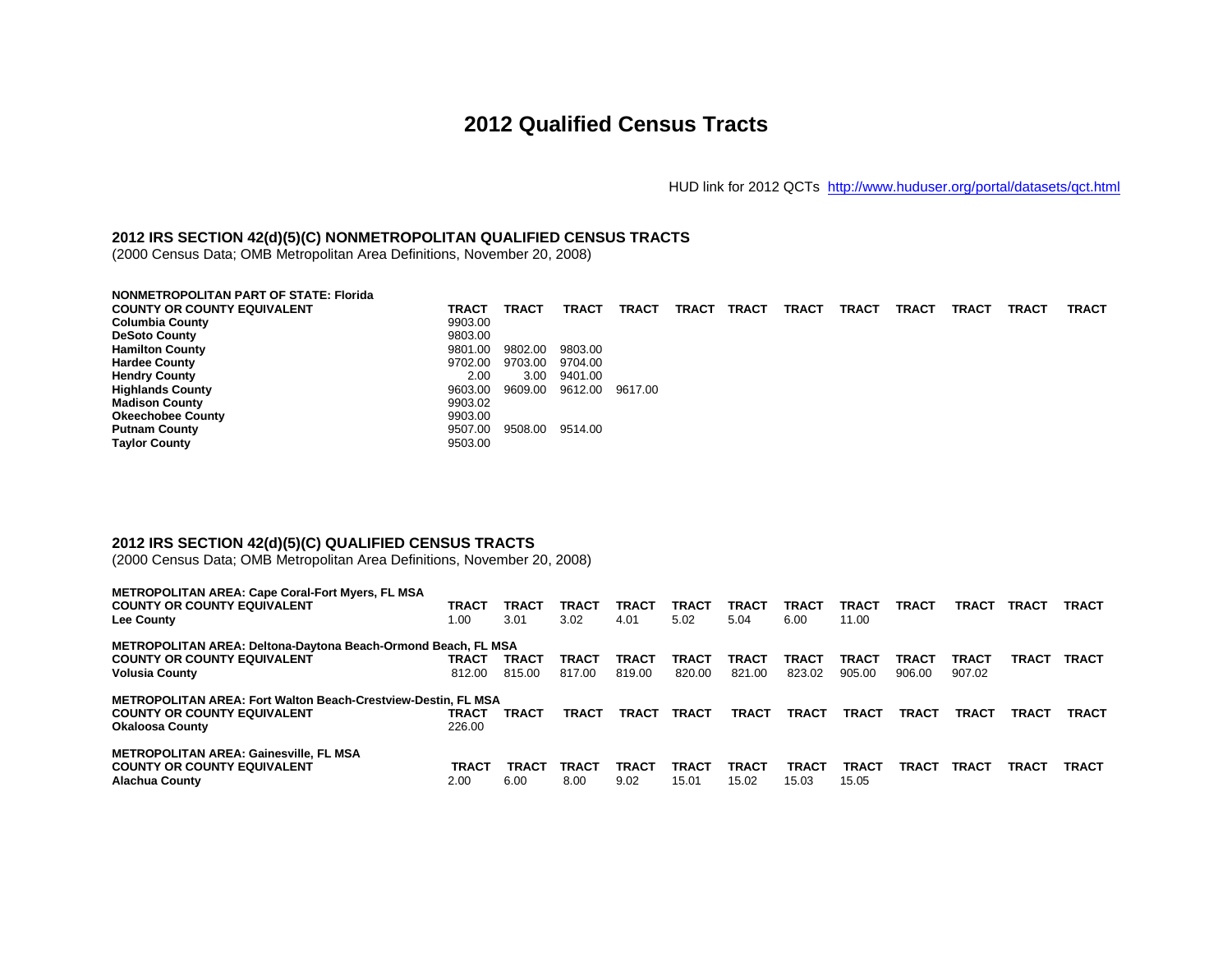# 2012 Qualified Census Tracts

HUD link for 2012 QCTs http://www.huduser.org/portal/datasets/qct.html

## 2012 IRS SECTION 42(d)(5)(C) NONMETROPOLITAN QUALIFIED CENSUS TRACTS

(2000 Census Data; OMB Metropolitan Area Definitions, November 20, 2008)

**NONMETROPOLITAN PART OF STATE: Florida**

| COUNTY OR COUNTY EQUIVALENT | TRACT | TRACT | TRACT | TRACT | TRACT | TRACT | TRACT | TRACT | TRACT | TRACT | TRACT | TRACT |
|---|---|---|---|---|---|---|---|---|---|---|---|---|
| **Columbia County** | 9903.00 | | | | | | | | | | | |
| **DeSoto County** | 9803.00 | | | | | | | | | | | |
| **Hamilton County** | 9801.00 | 9802.00 | 9803.00 | | | | | | | | | |
| **Hardee County** | 9702.00 | 9703.00 | 9704.00 | | | | | | | | | |
| **Hendry County** | 2.00 | 3.00 | 9401.00 | | | | | | | | | |
| **Highlands County** | 9603.00 | 9609.00 | 9612.00 | 9617.00 | | | | | | | | |
| **Madison County** | 9903.02 | | | | | | | | | | | |
| **Okeechobee County** | 9903.00 | | | | | | | | | | | |
| **Putnam County** | 9507.00 | 9508.00 | 9514.00 | | | | | | | | | |
| **Taylor County** | 9503.00 | | | | | | | | | | | |

## 2012 IRS SECTION 42(d)(5)(C) QUALIFIED CENSUS TRACTS

(2000 Census Data; OMB Metropolitan Area Definitions, November 20, 2008)

**METROPOLITAN AREA: Cape Coral-Fort Myers, FL MSA**

| COUNTY OR COUNTY EQUIVALENT | TRACT | TRACT | TRACT | TRACT | TRACT | TRACT | TRACT | TRACT | TRACT | TRACT | TRACT | TRACT |
|---|---|---|---|---|---|---|---|---|---|---|---|---|
| **Lee County** | 1.00 | 3.01 | 3.02 | 4.01 | 5.02 | 5.04 | 6.00 | 11.00 | | | | |

**METROPOLITAN AREA: Deltona-Daytona Beach-Ormond Beach, FL MSA**

| COUNTY OR COUNTY EQUIVALENT | TRACT | TRACT | TRACT | TRACT | TRACT | TRACT | TRACT | TRACT | TRACT | TRACT | TRACT | TRACT |
|---|---|---|---|---|---|---|---|---|---|---|---|---|
| **Volusia County** | 812.00 | 815.00 | 817.00 | 819.00 | 820.00 | 821.00 | 823.02 | 905.00 | 906.00 | 907.02 | | |

**METROPOLITAN AREA: Fort Walton Beach-Crestview-Destin, FL MSA**

| COUNTY OR COUNTY EQUIVALENT | TRACT | TRACT | TRACT | TRACT | TRACT | TRACT | TRACT | TRACT | TRACT | TRACT | TRACT | TRACT |
|---|---|---|---|---|---|---|---|---|---|---|---|---|
| **Okaloosa County** | 226.00 | | | | | | | | | | | |

**METROPOLITAN AREA: Gainesville, FL MSA**

| COUNTY OR COUNTY EQUIVALENT | TRACT | TRACT | TRACT | TRACT | TRACT | TRACT | TRACT | TRACT | TRACT | TRACT | TRACT | TRACT |
|---|---|---|---|---|---|---|---|---|---|---|---|---|
| **Alachua County** | 2.00 | 6.00 | 8.00 | 9.02 | 15.01 | 15.02 | 15.03 | 15.05 | | | | |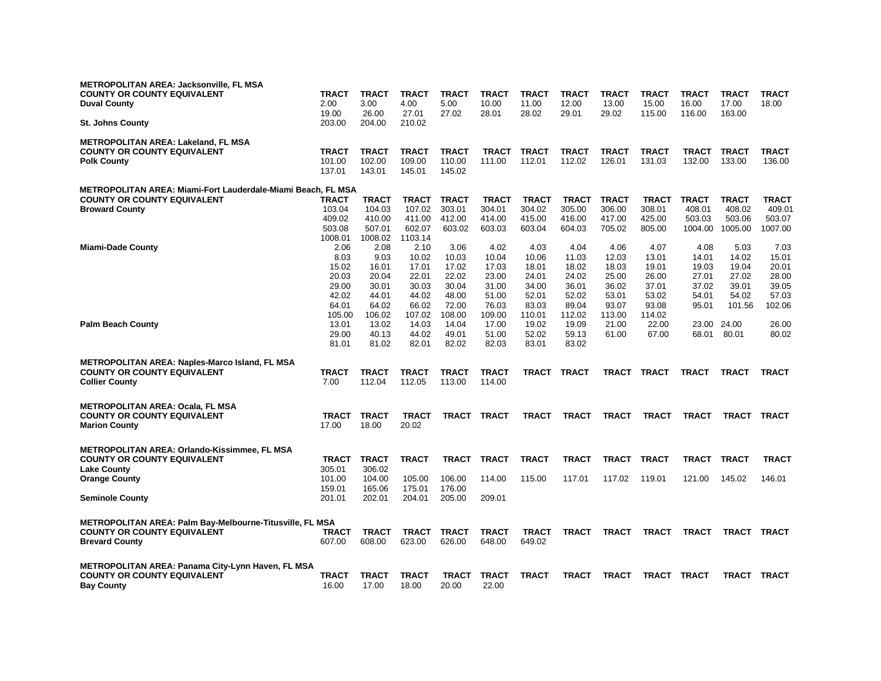**METROPOLITAN AREA: Jacksonville, FL MSA**

| COUNTY OR COUNTY EQUIVALENT | TRACT | TRACT | TRACT | TRACT | TRACT | TRACT | TRACT | TRACT | TRACT | TRACT | TRACT | TRACT |
|---|---|---|---|---|---|---|---|---|---|---|---|---|
| **Duval County** | 2.00 | 3.00 | 4.00 | 5.00 | 10.00 | 11.00 | 12.00 | 13.00 | 15.00 | 16.00 | 17.00 | 18.00 |
| | 19.00 | 26.00 | 27.01 | 27.02 | 28.01 | 28.02 | 29.01 | 29.02 | 115.00 | 116.00 | 163.00 | |
| **St. Johns County** | 203.00 | 204.00 | 210.02 | | | | | | | | | |

**METROPOLITAN AREA: Lakeland, FL MSA**

| COUNTY OR COUNTY EQUIVALENT | TRACT | TRACT | TRACT | TRACT | TRACT | TRACT | TRACT | TRACT | TRACT | TRACT | TRACT | TRACT |
|---|---|---|---|---|---|---|---|---|---|---|---|---|
| **Polk County** | 101.00 | 102.00 | 109.00 | 110.00 | 111.00 | 112.01 | 112.02 | 126.01 | 131.03 | 132.00 | 133.00 | 136.00 |
| | 137.01 | 143.01 | 145.01 | 145.02 | | | | | | | | |

**METROPOLITAN AREA: Miami-Fort Lauderdale-Miami Beach, FL MSA**

| COUNTY OR COUNTY EQUIVALENT | TRACT | TRACT | TRACT | TRACT | TRACT | TRACT | TRACT | TRACT | TRACT | TRACT | TRACT | TRACT |
|---|---|---|---|---|---|---|---|---|---|---|---|---|
| **Broward County** | 103.04 | 104.03 | 107.02 | 303.01 | 304.01 | 304.02 | 305.00 | 306.00 | 308.01 | 408.01 | 408.02 | 409.01 |
| | 409.02 | 410.00 | 411.00 | 412.00 | 414.00 | 415.00 | 416.00 | 417.00 | 425.00 | 503.03 | 503.06 | 503.07 |
| | 503.08 | 507.01 | 602.07 | 603.02 | 603.03 | 603.04 | 604.03 | 705.02 | 805.00 | 1004.00 | 1005.00 | 1007.00 |
| | 1008.01 | 1008.02 | 1103.14 | | | | | | | | | |
| **Miami-Dade County** | 2.06 | 2.08 | 2.10 | 3.06 | 4.02 | 4.03 | 4.04 | 4.06 | 4.07 | 4.08 | 5.03 | 7.03 |
| | 8.03 | 9.03 | 10.02 | 10.03 | 10.04 | 10.06 | 11.03 | 12.03 | 13.01 | 14.01 | 14.02 | 15.01 |
| | 15.02 | 16.01 | 17.01 | 17.02 | 17.03 | 18.01 | 18.02 | 18.03 | 19.01 | 19.03 | 19.04 | 20.01 |
| | 20.03 | 20.04 | 22.01 | 22.02 | 23.00 | 24.01 | 24.02 | 25.00 | 26.00 | 27.01 | 27.02 | 28.00 |
| | 29.00 | 30.01 | 30.03 | 30.04 | 31.00 | 34.00 | 36.01 | 36.02 | 37.01 | 37.02 | 39.01 | 39.05 |
| | 42.02 | 44.01 | 44.02 | 48.00 | 51.00 | 52.01 | 52.02 | 53.01 | 53.02 | 54.01 | 54.02 | 57.03 |
| | 64.01 | 64.02 | 66.02 | 72.00 | 76.03 | 83.03 | 89.04 | 93.07 | 93.08 | 95.01 | 101.56 | 102.06 |
| | 105.00 | 106.02 | 107.02 | 108.00 | 109.00 | 110.01 | 112.02 | 113.00 | 114.02 | | | |
| **Palm Beach County** | 13.01 | 13.02 | 14.03 | 14.04 | 17.00 | 19.02 | 19.09 | 21.00 | 22.00 | 23.00 | 24.00 | 26.00 |
| | 29.00 | 40.13 | 44.02 | 49.01 | 51.00 | 52.02 | 59.13 | 61.00 | 67.00 | 68.01 | 80.01 | 80.02 |
| | 81.01 | 81.02 | 82.01 | 82.02 | 82.03 | 83.01 | 83.02 | | | | | |

**METROPOLITAN AREA: Naples-Marco Island, FL MSA**

| COUNTY OR COUNTY EQUIVALENT | TRACT | TRACT | TRACT | TRACT | TRACT | TRACT | TRACT | TRACT | TRACT | TRACT | TRACT | TRACT |
|---|---|---|---|---|---|---|---|---|---|---|---|---|
| **Collier County** | 7.00 | 112.04 | 112.05 | 113.00 | 114.00 | | | | | | | |

**METROPOLITAN AREA: Ocala, FL MSA**

| COUNTY OR COUNTY EQUIVALENT | TRACT | TRACT | TRACT | TRACT | TRACT | TRACT | TRACT | TRACT | TRACT | TRACT | TRACT | TRACT |
|---|---|---|---|---|---|---|---|---|---|---|---|---|
| **Marion County** | 17.00 | 18.00 | 20.02 | | | | | | | | | |

**METROPOLITAN AREA: Orlando-Kissimmee, FL MSA**

| COUNTY OR COUNTY EQUIVALENT | TRACT | TRACT | TRACT | TRACT | TRACT | TRACT | TRACT | TRACT | TRACT | TRACT | TRACT | TRACT |
|---|---|---|---|---|---|---|---|---|---|---|---|---|
| **Lake County** | 305.01 | 306.02 | | | | | | | | | | |
| **Orange County** | 101.00 | 104.00 | 105.00 | 106.00 | 114.00 | 115.00 | 117.01 | 117.02 | 119.01 | 121.00 | 145.02 | 146.01 |
| | 159.01 | 165.06 | 175.01 | 176.00 | | | | | | | | |
| **Seminole County** | 201.01 | 202.01 | 204.01 | 205.00 | 209.01 | | | | | | | |

**METROPOLITAN AREA: Palm Bay-Melbourne-Titusville, FL MSA**

| COUNTY OR COUNTY EQUIVALENT | TRACT | TRACT | TRACT | TRACT | TRACT | TRACT | TRACT | TRACT | TRACT | TRACT | TRACT | TRACT |
|---|---|---|---|---|---|---|---|---|---|---|---|---|
| **Brevard County** | 607.00 | 608.00 | 623.00 | 626.00 | 648.00 | 649.02 | | | | | | |

**METROPOLITAN AREA: Panama City-Lynn Haven, FL MSA**

| COUNTY OR COUNTY EQUIVALENT | TRACT | TRACT | TRACT | TRACT | TRACT | TRACT | TRACT | TRACT | TRACT | TRACT | TRACT | TRACT |
|---|---|---|---|---|---|---|---|---|---|---|---|---|
| **Bay County** | 16.00 | 17.00 | 18.00 | 20.00 | 22.00 | | | | | | | |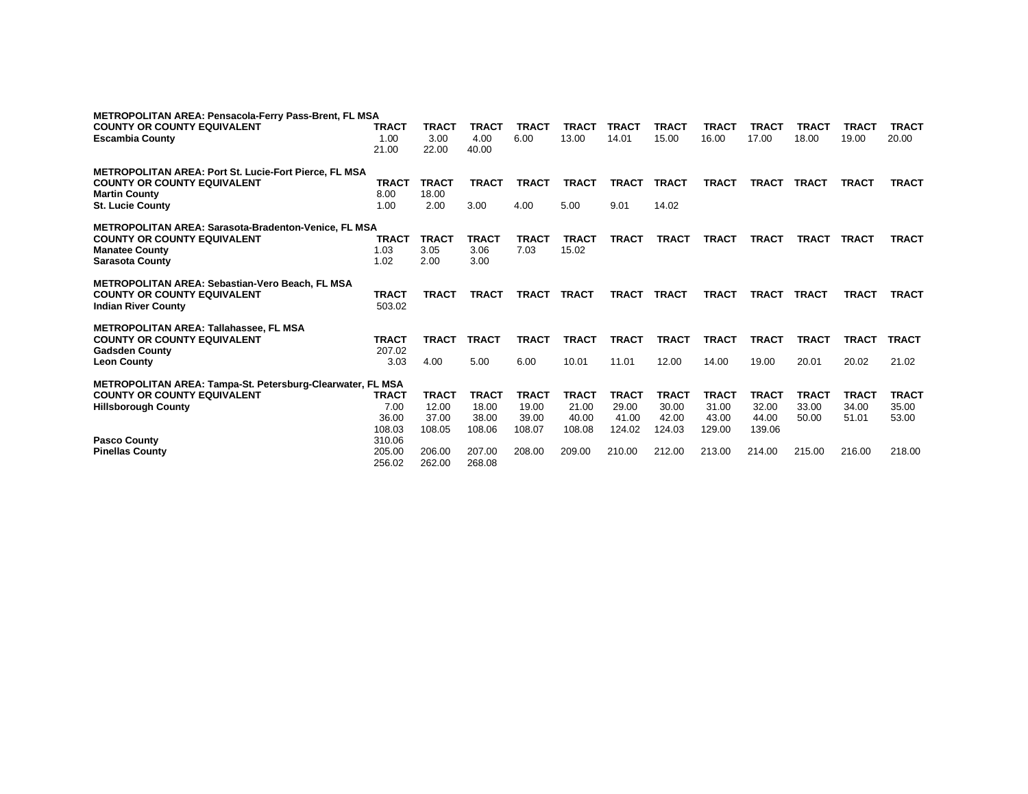**METROPOLITAN AREA: Pensacola-Ferry Pass-Brent, FL MSA**

| COUNTY OR COUNTY EQUIVALENT | TRACT | TRACT | TRACT | TRACT | TRACT | TRACT | TRACT | TRACT | TRACT | TRACT | TRACT | TRACT |
|---|---|---|---|---|---|---|---|---|---|---|---|---|
| **Escambia County** | 1.00 | 3.00 | 4.00 | 6.00 | 13.00 | 14.01 | 15.00 | 16.00 | 17.00 | 18.00 | 19.00 | 20.00 |
| | 21.00 | 22.00 | 40.00 | | | | | | | | | |

**METROPOLITAN AREA: Port St. Lucie-Fort Pierce, FL MSA**

| COUNTY OR COUNTY EQUIVALENT | TRACT | TRACT | TRACT | TRACT | TRACT | TRACT | TRACT | TRACT | TRACT | TRACT | TRACT | TRACT |
|---|---|---|---|---|---|---|---|---|---|---|---|---|
| **Martin County** | 8.00 | 18.00 | | | | | | | | | | |
| **St. Lucie County** | 1.00 | 2.00 | 3.00 | 4.00 | 5.00 | 9.01 | 14.02 | | | | | |

**METROPOLITAN AREA: Sarasota-Bradenton-Venice, FL MSA**

| COUNTY OR COUNTY EQUIVALENT | TRACT | TRACT | TRACT | TRACT | TRACT | TRACT | TRACT | TRACT | TRACT | TRACT | TRACT | TRACT |
|---|---|---|---|---|---|---|---|---|---|---|---|---|
| **Manatee County** | 1.03 | 3.05 | 3.06 | 7.03 | 15.02 | | | | | | | |
| **Sarasota County** | 1.02 | 2.00 | 3.00 | | | | | | | | | |

**METROPOLITAN AREA: Sebastian-Vero Beach, FL MSA**

| COUNTY OR COUNTY EQUIVALENT | TRACT | TRACT | TRACT | TRACT | TRACT | TRACT | TRACT | TRACT | TRACT | TRACT | TRACT | TRACT |
|---|---|---|---|---|---|---|---|---|---|---|---|---|
| **Indian River County** | 503.02 | | | | | | | | | | | |

**METROPOLITAN AREA: Tallahassee, FL MSA**

| COUNTY OR COUNTY EQUIVALENT | TRACT | TRACT | TRACT | TRACT | TRACT | TRACT | TRACT | TRACT | TRACT | TRACT | TRACT | TRACT |
|---|---|---|---|---|---|---|---|---|---|---|---|---|
| **Gadsden County** | 207.02 | | | | | | | | | | | |
| **Leon County** | 3.03 | 4.00 | 5.00 | 6.00 | 10.01 | 11.01 | 12.00 | 14.00 | 19.00 | 20.01 | 20.02 | 21.02 |

**METROPOLITAN AREA: Tampa-St. Petersburg-Clearwater, FL MSA**

| COUNTY OR COUNTY EQUIVALENT | TRACT | TRACT | TRACT | TRACT | TRACT | TRACT | TRACT | TRACT | TRACT | TRACT | TRACT | TRACT |
|---|---|---|---|---|---|---|---|---|---|---|---|---|
| **Hillsborough County** | 7.00 | 12.00 | 18.00 | 19.00 | 21.00 | 29.00 | 30.00 | 31.00 | 32.00 | 33.00 | 34.00 | 35.00 |
| | 36.00 | 37.00 | 38.00 | 39.00 | 40.00 | 41.00 | 42.00 | 43.00 | 44.00 | 50.00 | 51.01 | 53.00 |
| | 108.03 | 108.05 | 108.06 | 108.07 | 108.08 | 124.02 | 124.03 | 129.00 | 139.06 | | | |
| **Pasco County** | 310.06 | | | | | | | | | | | |
| **Pinellas County** | 205.00 | 206.00 | 207.00 | 208.00 | 209.00 | 210.00 | 212.00 | 213.00 | 214.00 | 215.00 | 216.00 | 218.00 |
| | 256.02 | 262.00 | 268.08 | | | | | | | | | |